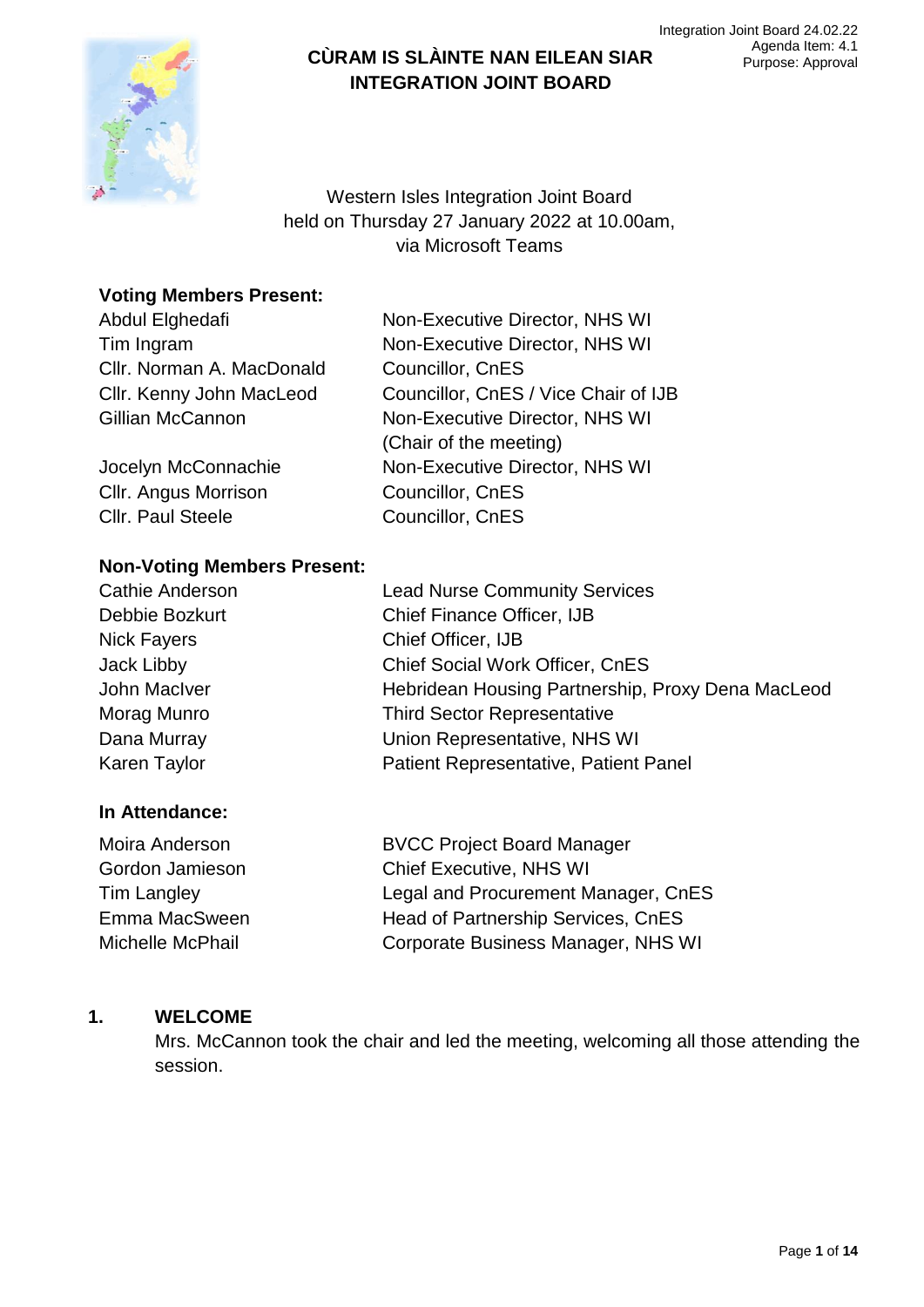Integration Joint Board 24.02.22
Agenda Item: 4.1
Purpose: Approval

# CÙRAM IS SLÀINTE NAN EILEAN SIAR INTEGRATION JOINT BOARD

Western Isles Integration Joint Board
held on Thursday 27 January 2022 at 10.00am,
via Microsoft Teams

**Voting Members Present:**

| | |
|---|---|
| Abdul Elghedafi | Non-Executive Director, NHS WI |
| Tim Ingram | Non-Executive Director, NHS WI |
| Cllr. Norman A. MacDonald | Councillor, CnES |
| Cllr. Kenny John MacLeod | Councillor, CnES / Vice Chair of IJB |
| Gillian McCannon | Non-Executive Director, NHS WI (Chair of the meeting) |
| Jocelyn McConnachie | Non-Executive Director, NHS WI |
| Cllr. Angus Morrison | Councillor, CnES |
| Cllr. Paul Steele | Councillor, CnES |

**Non-Voting Members Present:**

| | |
|---|---|
| Cathie Anderson | Lead Nurse Community Services |
| Debbie Bozkurt | Chief Finance Officer, IJB |
| Nick Fayers | Chief Officer, IJB |
| Jack Libby | Chief Social Work Officer, CnES |
| John MacIver | Hebridean Housing Partnership, Proxy Dena MacLeod |
| Morag Munro | Third Sector Representative |
| Dana Murray | Union Representative, NHS WI |
| Karen Taylor | Patient Representative, Patient Panel |

**In Attendance:**

| | |
|---|---|
| Moira Anderson | BVCC Project Board Manager |
| Gordon Jamieson | Chief Executive, NHS WI |
| Tim Langley | Legal and Procurement Manager, CnES |
| Emma MacSween | Head of Partnership Services, CnES |
| Michelle McPhail | Corporate Business Manager, NHS WI |

## 1. WELCOME

Mrs. McCannon took the chair and led the meeting, welcoming all those attending the session.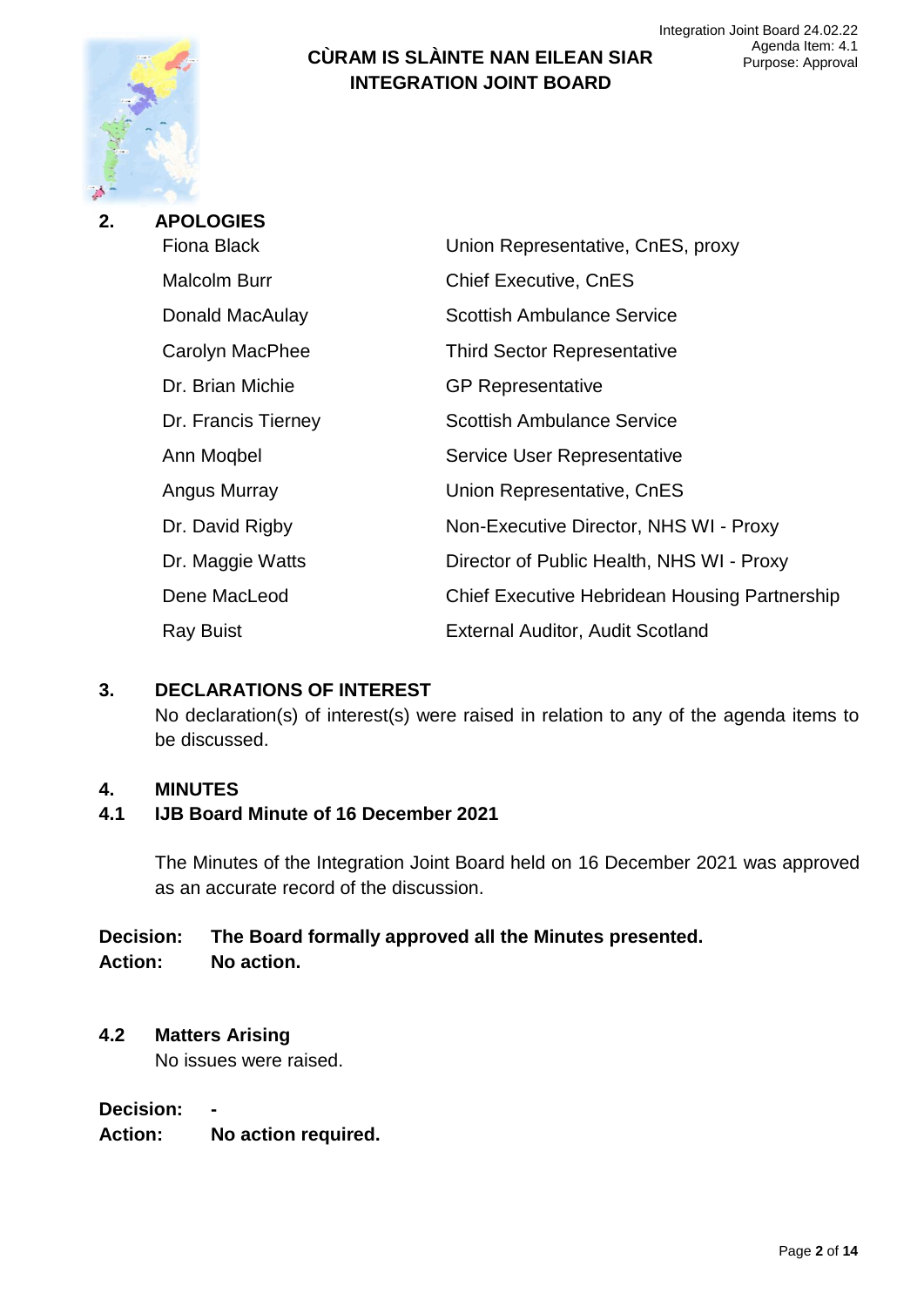## 2. APOLOGIES

| | |
|---|---|
| Fiona Black | Union Representative, CnES, proxy |
| Malcolm Burr | Chief Executive, CnES |
| Donald MacAulay | Scottish Ambulance Service |
| Carolyn MacPhee | Third Sector Representative |
| Dr. Brian Michie | GP Representative |
| Dr. Francis Tierney | Scottish Ambulance Service |
| Ann Moqbel | Service User Representative |
| Angus Murray | Union Representative, CnES |
| Dr. David Rigby | Non-Executive Director, NHS WI - Proxy |
| Dr. Maggie Watts | Director of Public Health, NHS WI - Proxy |
| Dene MacLeod | Chief Executive Hebridean Housing Partnership |
| Ray Buist | External Auditor, Audit Scotland |

## 3. DECLARATIONS OF INTEREST

No declaration(s) of interest(s) were raised in relation to any of the agenda items to be discussed.

## 4. MINUTES

### 4.1 IJB Board Minute of 16 December 2021

The Minutes of the Integration Joint Board held on 16 December 2021 was approved as an accurate record of the discussion.

**Decision:** **The Board formally approved all the Minutes presented.**
**Action:** **No action.**

### 4.2 Matters Arising

No issues were raised.

**Decision:** **-**
**Action:** **No action required.**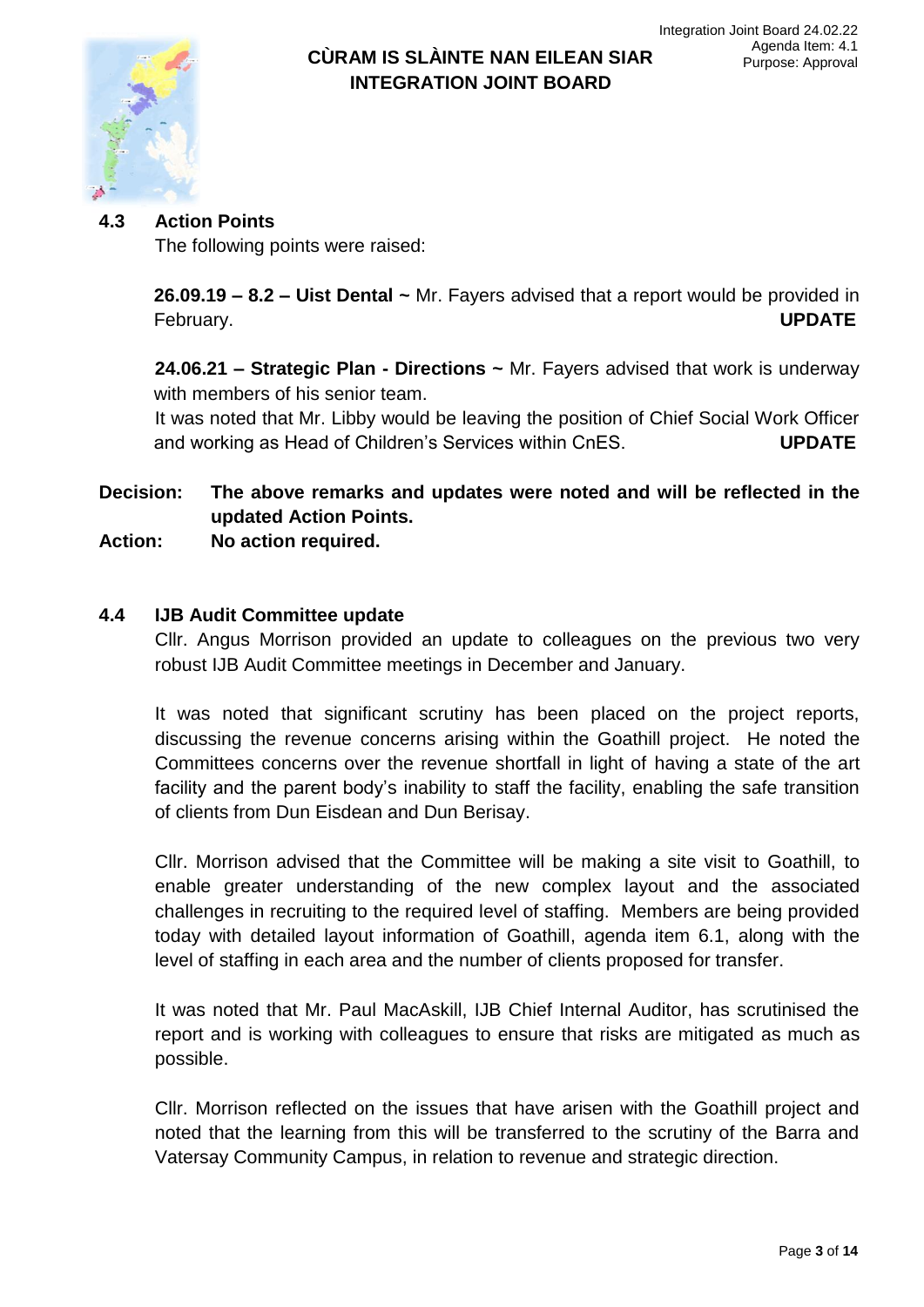## 4.3 Action Points

The following points were raised:

**26.09.19 – 8.2 – Uist Dental ~** Mr. Fayers advised that a report would be provided in February. **UPDATE**

**24.06.21 – Strategic Plan - Directions ~** Mr. Fayers advised that work is underway with members of his senior team.
It was noted that Mr. Libby would be leaving the position of Chief Social Work Officer and working as Head of Children's Services within CnES. **UPDATE**

**Decision:** **The above remarks and updates were noted and will be reflected in the updated Action Points.**

**Action:** **No action required.**

## 4.4 IJB Audit Committee update

Cllr. Angus Morrison provided an update to colleagues on the previous two very robust IJB Audit Committee meetings in December and January.

It was noted that significant scrutiny has been placed on the project reports, discussing the revenue concerns arising within the Goathill project. He noted the Committees concerns over the revenue shortfall in light of having a state of the art facility and the parent body's inability to staff the facility, enabling the safe transition of clients from Dun Eisdean and Dun Berisay.

Cllr. Morrison advised that the Committee will be making a site visit to Goathill, to enable greater understanding of the new complex layout and the associated challenges in recruiting to the required level of staffing. Members are being provided today with detailed layout information of Goathill, agenda item 6.1, along with the level of staffing in each area and the number of clients proposed for transfer.

It was noted that Mr. Paul MacAskill, IJB Chief Internal Auditor, has scrutinised the report and is working with colleagues to ensure that risks are mitigated as much as possible.

Cllr. Morrison reflected on the issues that have arisen with the Goathill project and noted that the learning from this will be transferred to the scrutiny of the Barra and Vatersay Community Campus, in relation to revenue and strategic direction.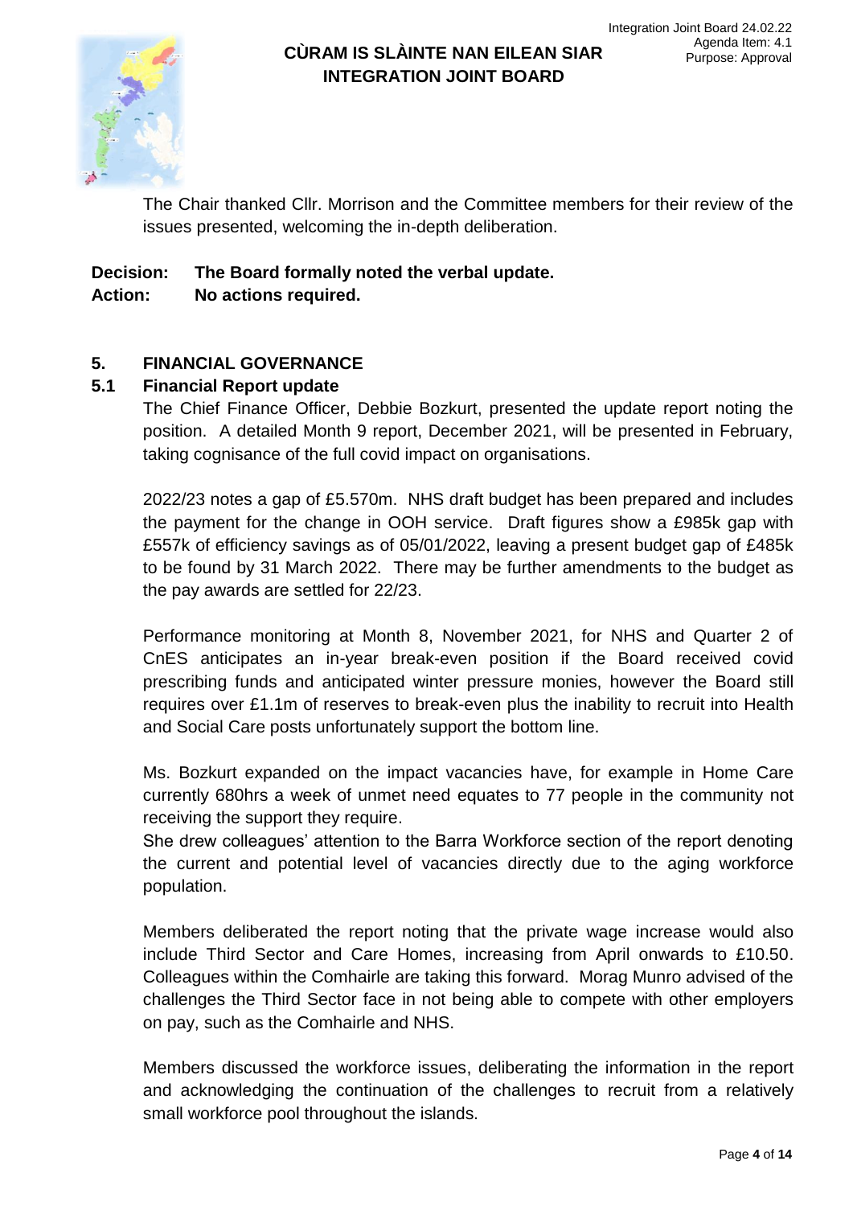The Chair thanked Cllr. Morrison and the Committee members for their review of the issues presented, welcoming the in-depth deliberation.

**Decision: The Board formally noted the verbal update.**
**Action: No actions required.**

## 5. FINANCIAL GOVERNANCE

### 5.1 Financial Report update

The Chief Finance Officer, Debbie Bozkurt, presented the update report noting the position. A detailed Month 9 report, December 2021, will be presented in February, taking cognisance of the full covid impact on organisations.

2022/23 notes a gap of £5.570m. NHS draft budget has been prepared and includes the payment for the change in OOH service. Draft figures show a £985k gap with £557k of efficiency savings as of 05/01/2022, leaving a present budget gap of £485k to be found by 31 March 2022. There may be further amendments to the budget as the pay awards are settled for 22/23.

Performance monitoring at Month 8, November 2021, for NHS and Quarter 2 of CnES anticipates an in-year break-even position if the Board received covid prescribing funds and anticipated winter pressure monies, however the Board still requires over £1.1m of reserves to break-even plus the inability to recruit into Health and Social Care posts unfortunately support the bottom line.

Ms. Bozkurt expanded on the impact vacancies have, for example in Home Care currently 680hrs a week of unmet need equates to 77 people in the community not receiving the support they require.
She drew colleagues' attention to the Barra Workforce section of the report denoting the current and potential level of vacancies directly due to the aging workforce population.

Members deliberated the report noting that the private wage increase would also include Third Sector and Care Homes, increasing from April onwards to £10.50. Colleagues within the Comhairle are taking this forward. Morag Munro advised of the challenges the Third Sector face in not being able to compete with other employers on pay, such as the Comhairle and NHS.

Members discussed the workforce issues, deliberating the information in the report and acknowledging the continuation of the challenges to recruit from a relatively small workforce pool throughout the islands.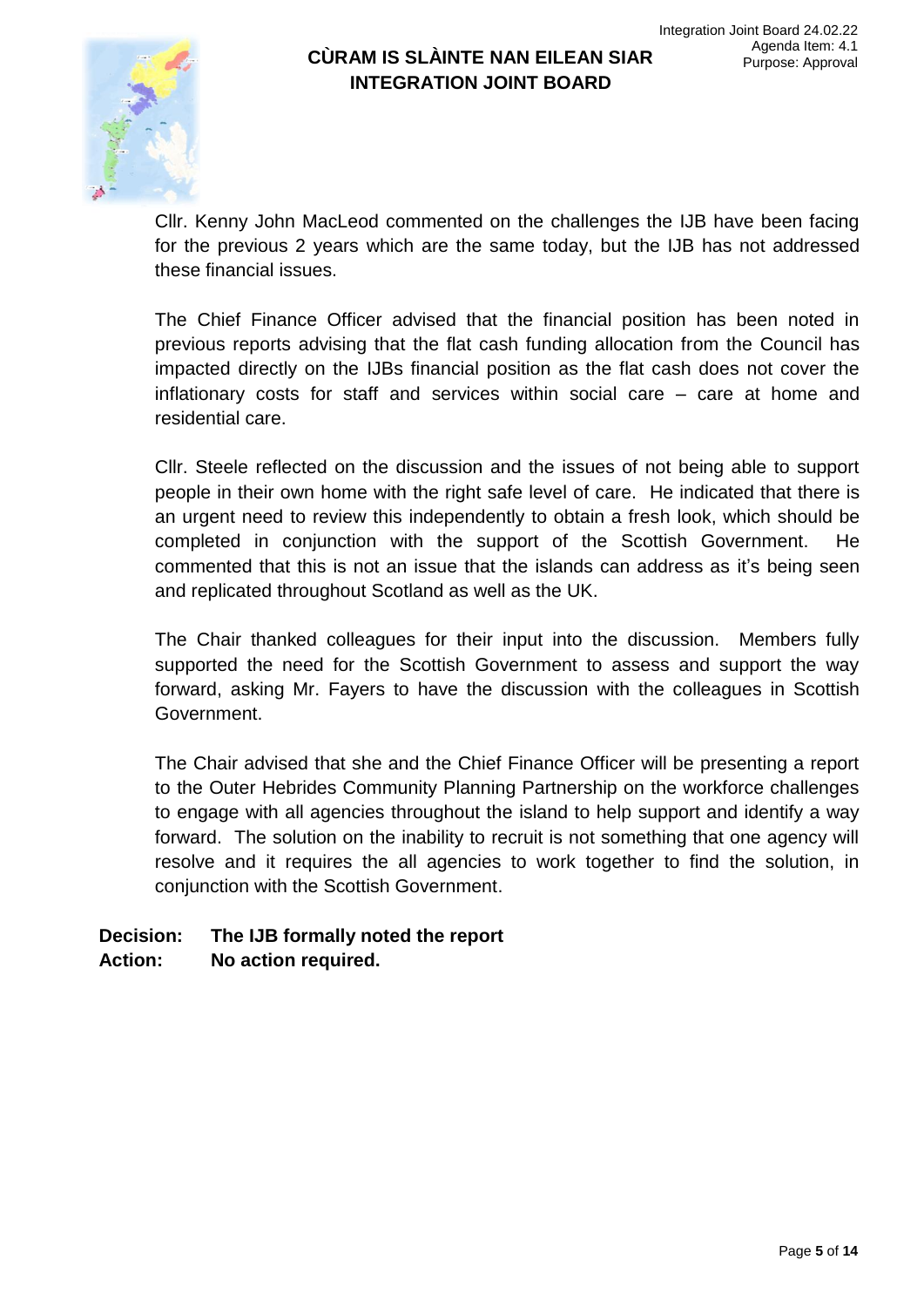Cllr. Kenny John MacLeod commented on the challenges the IJB have been facing for the previous 2 years which are the same today, but the IJB has not addressed these financial issues.

The Chief Finance Officer advised that the financial position has been noted in previous reports advising that the flat cash funding allocation from the Council has impacted directly on the IJBs financial position as the flat cash does not cover the inflationary costs for staff and services within social care – care at home and residential care.

Cllr. Steele reflected on the discussion and the issues of not being able to support people in their own home with the right safe level of care. He indicated that there is an urgent need to review this independently to obtain a fresh look, which should be completed in conjunction with the support of the Scottish Government. He commented that this is not an issue that the islands can address as it's being seen and replicated throughout Scotland as well as the UK.

The Chair thanked colleagues for their input into the discussion. Members fully supported the need for the Scottish Government to assess and support the way forward, asking Mr. Fayers to have the discussion with the colleagues in Scottish Government.

The Chair advised that she and the Chief Finance Officer will be presenting a report to the Outer Hebrides Community Planning Partnership on the workforce challenges to engage with all agencies throughout the island to help support and identify a way forward. The solution on the inability to recruit is not something that one agency will resolve and it requires the all agencies to work together to find the solution, in conjunction with the Scottish Government.

**Decision:** **The IJB formally noted the report**
**Action:** **No action required.**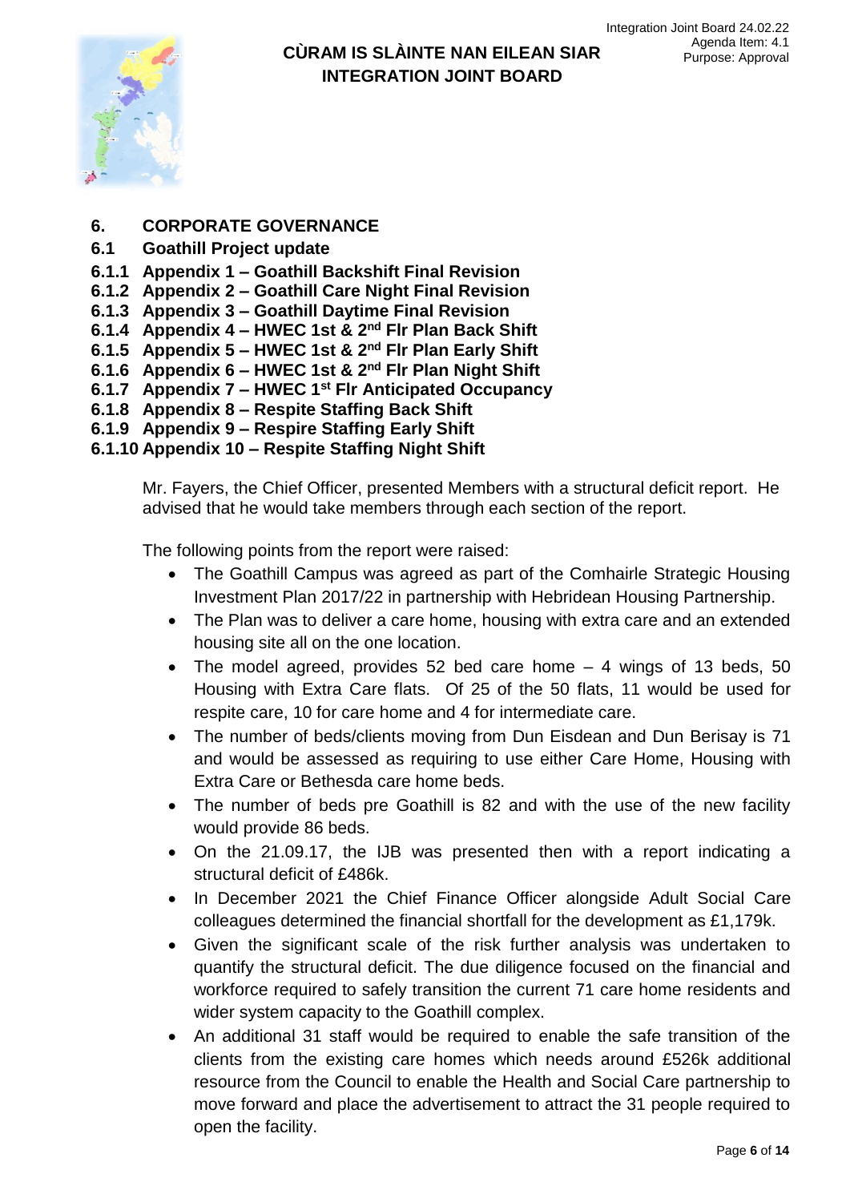# CÙRAM IS SLÀINTE NAN EILEAN SIAR INTEGRATION JOINT BOARD

Integration Joint Board 24.02.22
Agenda Item: 4.1
Purpose: Approval

**6. CORPORATE GOVERNANCE**

**6.1 Goathill Project update**

**6.1.1 Appendix 1 – Goathill Backshift Final Revision**

**6.1.2 Appendix 2 – Goathill Care Night Final Revision**

**6.1.3 Appendix 3 – Goathill Daytime Final Revision**

**6.1.4 Appendix 4 – HWEC 1st & 2nd Flr Plan Back Shift**

**6.1.5 Appendix 5 – HWEC 1st & 2nd Flr Plan Early Shift**

**6.1.6 Appendix 6 – HWEC 1st & 2nd Flr Plan Night Shift**

**6.1.7 Appendix 7 – HWEC 1st Flr Anticipated Occupancy**

**6.1.8 Appendix 8 – Respire Staffing Back Shift**

**6.1.9 Appendix 9 – Respire Staffing Early Shift**

**6.1.10 Appendix 10 – Respite Staffing Night Shift**

Mr. Fayers, the Chief Officer, presented Members with a structural deficit report. He advised that he would take members through each section of the report.

The following points from the report were raised:

- The Goathill Campus was agreed as part of the Comhairle Strategic Housing Investment Plan 2017/22 in partnership with Hebridean Housing Partnership.
- The Plan was to deliver a care home, housing with extra care and an extended housing site all on the one location.
- The model agreed, provides 52 bed care home – 4 wings of 13 beds, 50 Housing with Extra Care flats. Of 25 of the 50 flats, 11 would be used for respite care, 10 for care home and 4 for intermediate care.
- The number of beds/clients moving from Dun Eisdean and Dun Berisay is 71 and would be assessed as requiring to use either Care Home, Housing with Extra Care or Bethesda care home beds.
- The number of beds pre Goathill is 82 and with the use of the new facility would provide 86 beds.
- On the 21.09.17, the IJB was presented then with a report indicating a structural deficit of £486k.
- In December 2021 the Chief Finance Officer alongside Adult Social Care colleagues determined the financial shortfall for the development as £1,179k.
- Given the significant scale of the risk further analysis was undertaken to quantify the structural deficit. The due diligence focused on the financial and workforce required to safely transition the current 71 care home residents and wider system capacity to the Goathill complex.
- An additional 31 staff would be required to enable the safe transition of the clients from the existing care homes which needs around £526k additional resource from the Council to enable the Health and Social Care partnership to move forward and place the advertisement to attract the 31 people required to open the facility.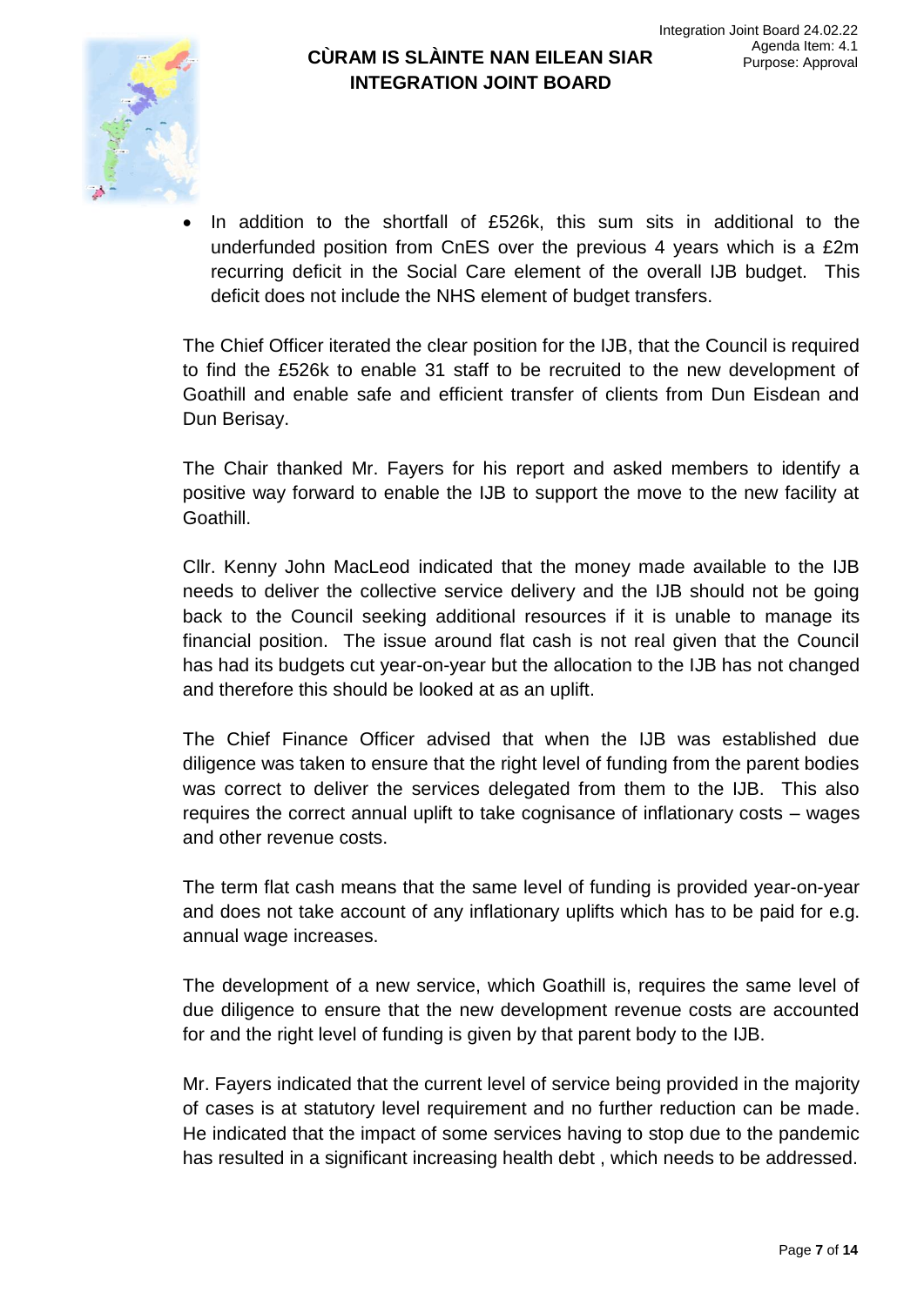- In addition to the shortfall of £526k, this sum sits in additional to the underfunded position from CnES over the previous 4 years which is a £2m recurring deficit in the Social Care element of the overall IJB budget. This deficit does not include the NHS element of budget transfers.

The Chief Officer iterated the clear position for the IJB, that the Council is required to find the £526k to enable 31 staff to be recruited to the new development of Goathill and enable safe and efficient transfer of clients from Dun Eisdean and Dun Berisay.

The Chair thanked Mr. Fayers for his report and asked members to identify a positive way forward to enable the IJB to support the move to the new facility at Goathill.

Cllr. Kenny John MacLeod indicated that the money made available to the IJB needs to deliver the collective service delivery and the IJB should not be going back to the Council seeking additional resources if it is unable to manage its financial position. The issue around flat cash is not real given that the Council has had its budgets cut year-on-year but the allocation to the IJB has not changed and therefore this should be looked at as an uplift.

The Chief Finance Officer advised that when the IJB was established due diligence was taken to ensure that the right level of funding from the parent bodies was correct to deliver the services delegated from them to the IJB. This also requires the correct annual uplift to take cognisance of inflationary costs – wages and other revenue costs.

The term flat cash means that the same level of funding is provided year-on-year and does not take account of any inflationary uplifts which has to be paid for e.g. annual wage increases.

The development of a new service, which Goathill is, requires the same level of due diligence to ensure that the new development revenue costs are accounted for and the right level of funding is given by that parent body to the IJB.

Mr. Fayers indicated that the current level of service being provided in the majority of cases is at statutory level requirement and no further reduction can be made. He indicated that the impact of some services having to stop due to the pandemic has resulted in a significant increasing health debt , which needs to be addressed.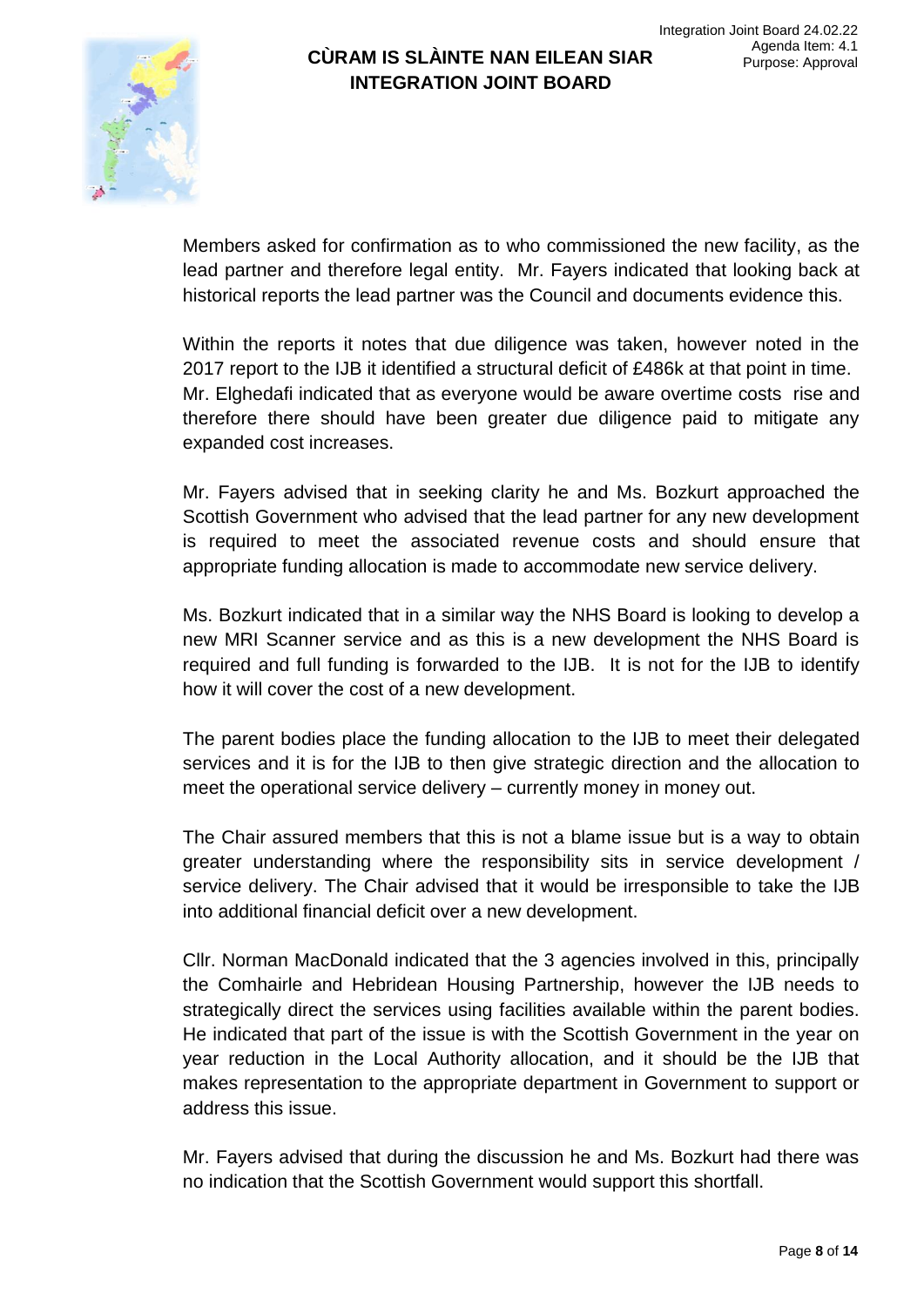Members asked for confirmation as to who commissioned the new facility, as the lead partner and therefore legal entity. Mr. Fayers indicated that looking back at historical reports the lead partner was the Council and documents evidence this.

Within the reports it notes that due diligence was taken, however noted in the 2017 report to the IJB it identified a structural deficit of £486k at that point in time. Mr. Elghedafi indicated that as everyone would be aware overtime costs rise and therefore there should have been greater due diligence paid to mitigate any expanded cost increases.

Mr. Fayers advised that in seeking clarity he and Ms. Bozkurt approached the Scottish Government who advised that the lead partner for any new development is required to meet the associated revenue costs and should ensure that appropriate funding allocation is made to accommodate new service delivery.

Ms. Bozkurt indicated that in a similar way the NHS Board is looking to develop a new MRI Scanner service and as this is a new development the NHS Board is required and full funding is forwarded to the IJB. It is not for the IJB to identify how it will cover the cost of a new development.

The parent bodies place the funding allocation to the IJB to meet their delegated services and it is for the IJB to then give strategic direction and the allocation to meet the operational service delivery – currently money in money out.

The Chair assured members that this is not a blame issue but is a way to obtain greater understanding where the responsibility sits in service development / service delivery. The Chair advised that it would be irresponsible to take the IJB into additional financial deficit over a new development.

Cllr. Norman MacDonald indicated that the 3 agencies involved in this, principally the Comhairle and Hebridean Housing Partnership, however the IJB needs to strategically direct the services using facilities available within the parent bodies. He indicated that part of the issue is with the Scottish Government in the year on year reduction in the Local Authority allocation, and it should be the IJB that makes representation to the appropriate department in Government to support or address this issue.

Mr. Fayers advised that during the discussion he and Ms. Bozkurt had there was no indication that the Scottish Government would support this shortfall.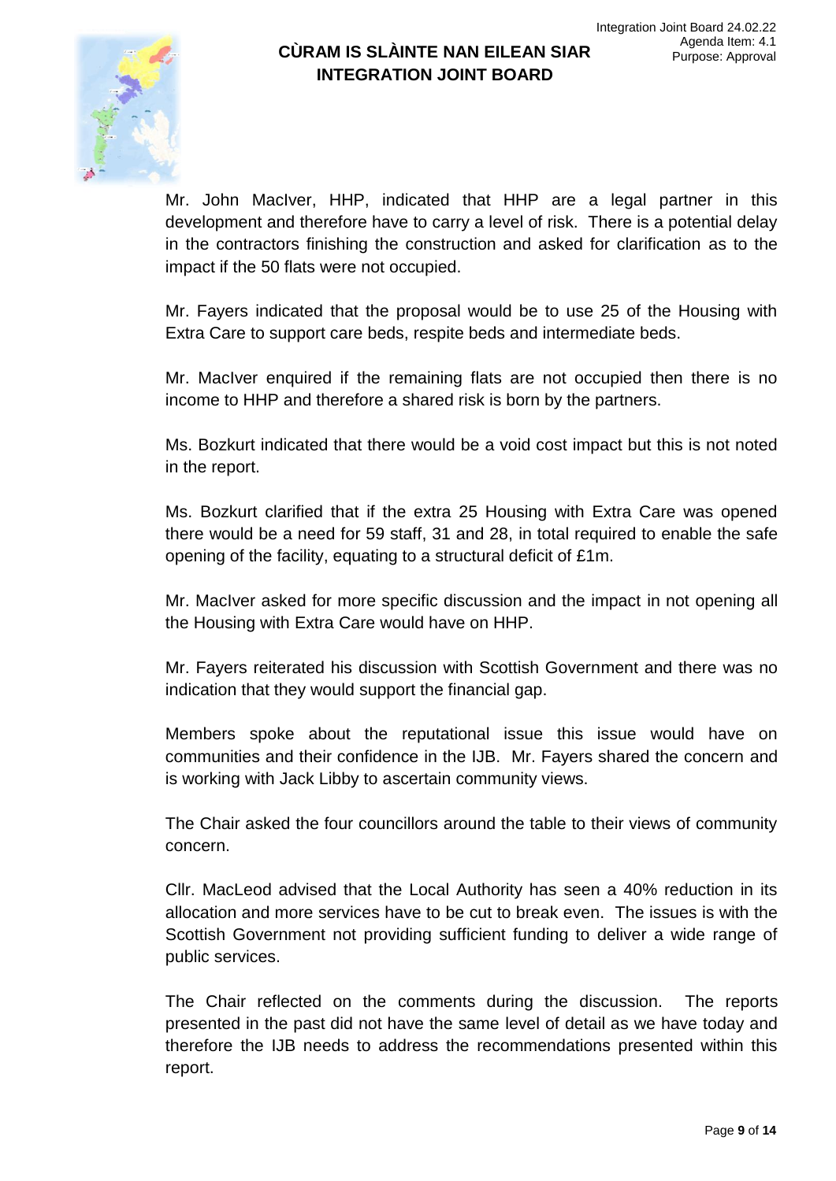Mr. John MacIver, HHP, indicated that HHP are a legal partner in this development and therefore have to carry a level of risk. There is a potential delay in the contractors finishing the construction and asked for clarification as to the impact if the 50 flats were not occupied.

Mr. Fayers indicated that the proposal would be to use 25 of the Housing with Extra Care to support care beds, respite beds and intermediate beds.

Mr. MacIver enquired if the remaining flats are not occupied then there is no income to HHP and therefore a shared risk is born by the partners.

Ms. Bozkurt indicated that there would be a void cost impact but this is not noted in the report.

Ms. Bozkurt clarified that if the extra 25 Housing with Extra Care was opened there would be a need for 59 staff, 31 and 28, in total required to enable the safe opening of the facility, equating to a structural deficit of £1m.

Mr. MacIver asked for more specific discussion and the impact in not opening all the Housing with Extra Care would have on HHP.

Mr. Fayers reiterated his discussion with Scottish Government and there was no indication that they would support the financial gap.

Members spoke about the reputational issue this issue would have on communities and their confidence in the IJB. Mr. Fayers shared the concern and is working with Jack Libby to ascertain community views.

The Chair asked the four councillors around the table to their views of community concern.

Cllr. MacLeod advised that the Local Authority has seen a 40% reduction in its allocation and more services have to be cut to break even. The issues is with the Scottish Government not providing sufficient funding to deliver a wide range of public services.

The Chair reflected on the comments during the discussion. The reports presented in the past did not have the same level of detail as we have today and therefore the IJB needs to address the recommendations presented within this report.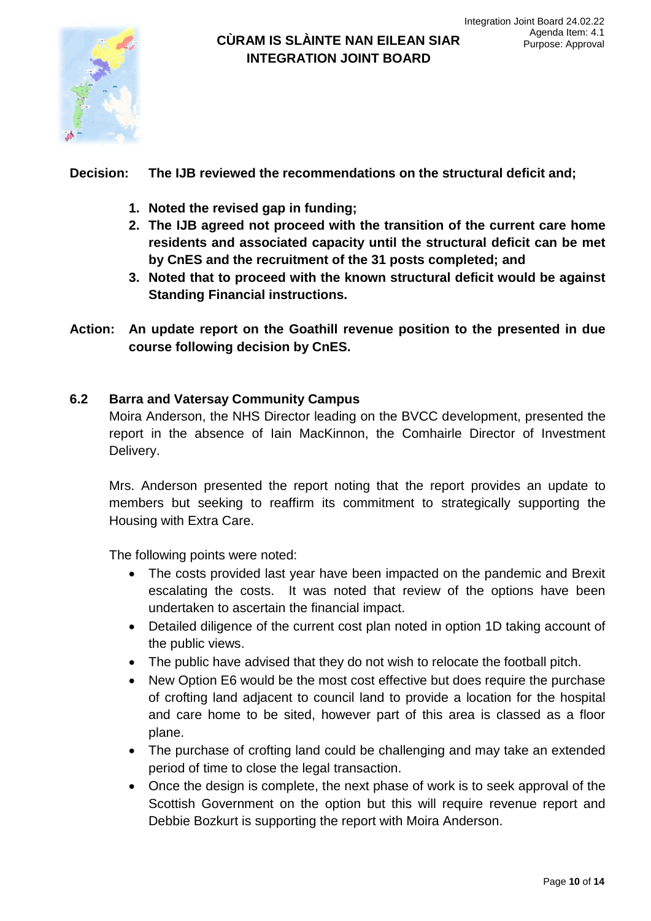**CÙRAM IS SLÀINTE NAN EILEAN SIAR INTEGRATION JOINT BOARD**

Integration Joint Board 24.02.22
Agenda Item: 4.1
Purpose: Approval

**Decision: The IJB reviewed the recommendations on the structural deficit and;**

1. **Noted the revised gap in funding;**
2. **The IJB agreed not proceed with the transition of the current care home residents and associated capacity until the structural deficit can be met by CnES and the recruitment of the 31 posts completed; and**
3. **Noted that to proceed with the known structural deficit would be against Standing Financial instructions.**

**Action: An update report on the Goathill revenue position to the presented in due course following decision by CnES.**

### 6.2 Barra and Vatersay Community Campus

Moira Anderson, the NHS Director leading on the BVCC development, presented the report in the absence of Iain MacKinnon, the Comhairle Director of Investment Delivery.

Mrs. Anderson presented the report noting that the report provides an update to members but seeking to reaffirm its commitment to strategically supporting the Housing with Extra Care.

The following points were noted:

- The costs provided last year have been impacted on the pandemic and Brexit escalating the costs. It was noted that review of the options have been undertaken to ascertain the financial impact.
- Detailed diligence of the current cost plan noted in option 1D taking account of the public views.
- The public have advised that they do not wish to relocate the football pitch.
- New Option E6 would be the most cost effective but does require the purchase of crofting land adjacent to council land to provide a location for the hospital and care home to be sited, however part of this area is classed as a floor plane.
- The purchase of crofting land could be challenging and may take an extended period of time to close the legal transaction.
- Once the design is complete, the next phase of work is to seek approval of the Scottish Government on the option but this will require revenue report and Debbie Bozkurt is supporting the report with Moira Anderson.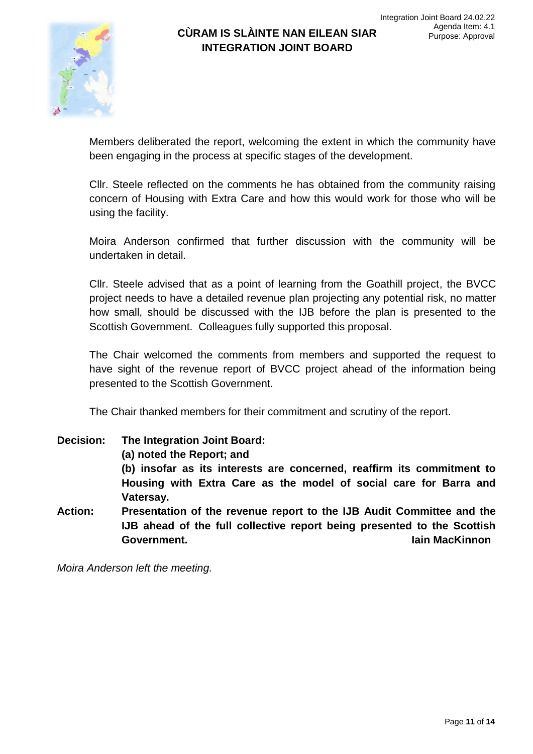Members deliberated the report, welcoming the extent in which the community have been engaging in the process at specific stages of the development.

Cllr. Steele reflected on the comments he has obtained from the community raising concern of Housing with Extra Care and how this would work for those who will be using the facility.

Moira Anderson confirmed that further discussion with the community will be undertaken in detail.

Cllr. Steele advised that as a point of learning from the Goathill project, the BVCC project needs to have a detailed revenue plan projecting any potential risk, no matter how small, should be discussed with the IJB before the plan is presented to the Scottish Government. Colleagues fully supported this proposal.

The Chair welcomed the comments from members and supported the request to have sight of the revenue report of BVCC project ahead of the information being presented to the Scottish Government.

The Chair thanked members for their commitment and scrutiny of the report.

**Decision:** **The Integration Joint Board:**
**(a) noted the Report; and**
**(b) insofar as its interests are concerned, reaffirm its commitment to Housing with Extra Care as the model of social care for Barra and Vatersay.**

**Action:** **Presentation of the revenue report to the IJB Audit Committee and the IJB ahead of the full collective report being presented to the Scottish Government.** **Iain MacKinnon**

*Moira Anderson left the meeting.*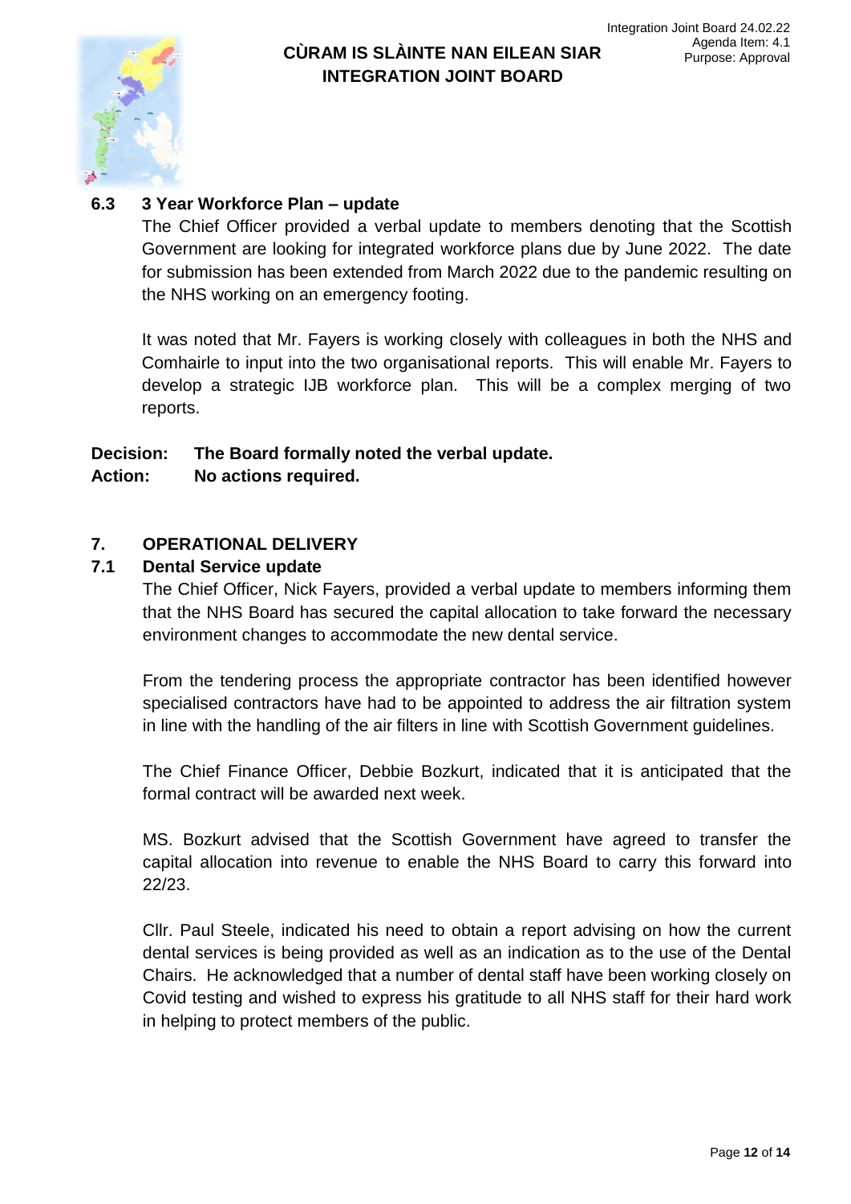### 6.3 3 Year Workforce Plan – update

The Chief Officer provided a verbal update to members denoting that the Scottish Government are looking for integrated workforce plans due by June 2022. The date for submission has been extended from March 2022 due to the pandemic resulting on the NHS working on an emergency footing.

It was noted that Mr. Fayers is working closely with colleagues in both the NHS and Comhairle to input into the two organisational reports. This will enable Mr. Fayers to develop a strategic IJB workforce plan. This will be a complex merging of two reports.

**Decision: The Board formally noted the verbal update.**
**Action: No actions required.**

## 7. OPERATIONAL DELIVERY

### 7.1 Dental Service update

The Chief Officer, Nick Fayers, provided a verbal update to members informing them that the NHS Board has secured the capital allocation to take forward the necessary environment changes to accommodate the new dental service.

From the tendering process the appropriate contractor has been identified however specialised contractors have had to be appointed to address the air filtration system in line with the handling of the air filters in line with Scottish Government guidelines.

The Chief Finance Officer, Debbie Bozkurt, indicated that it is anticipated that the formal contract will be awarded next week.

MS. Bozkurt advised that the Scottish Government have agreed to transfer the capital allocation into revenue to enable the NHS Board to carry this forward into 22/23.

Cllr. Paul Steele, indicated his need to obtain a report advising on how the current dental services is being provided as well as an indication as to the use of the Dental Chairs. He acknowledged that a number of dental staff have been working closely on Covid testing and wished to express his gratitude to all NHS staff for their hard work in helping to protect members of the public.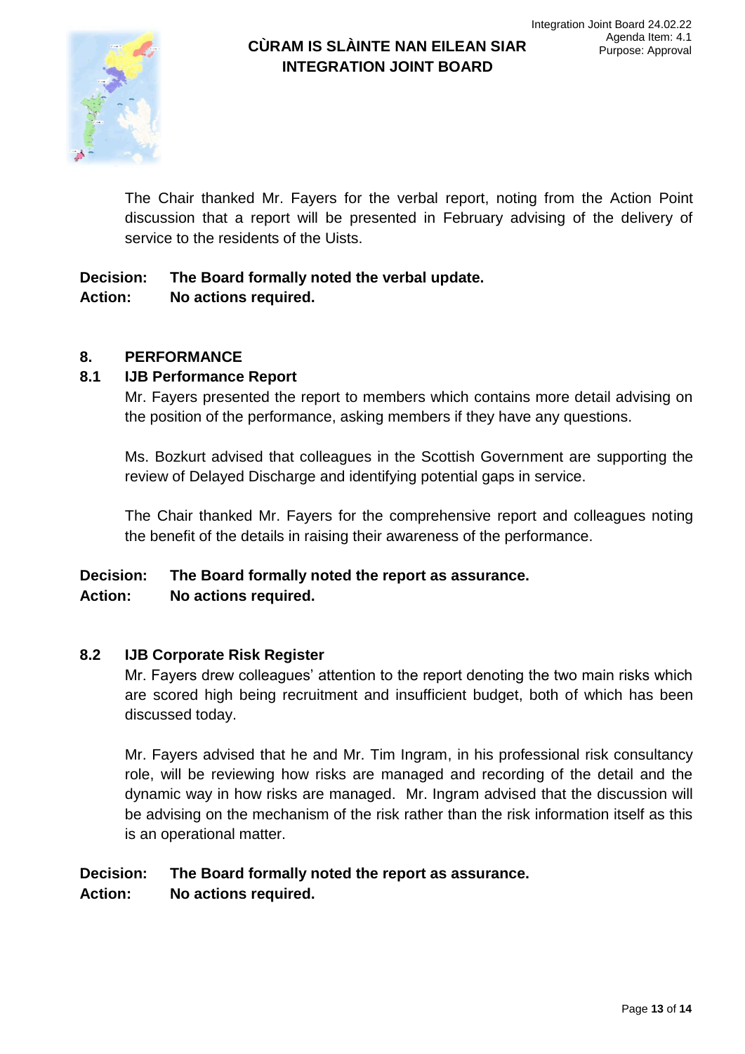The Chair thanked Mr. Fayers for the verbal report, noting from the Action Point discussion that a report will be presented in February advising of the delivery of service to the residents of the Uists.

**Decision:** **The Board formally noted the verbal update.**
**Action:** **No actions required.**

## 8. PERFORMANCE

### 8.1 IJB Performance Report

Mr. Fayers presented the report to members which contains more detail advising on the position of the performance, asking members if they have any questions.

Ms. Bozkurt advised that colleagues in the Scottish Government are supporting the review of Delayed Discharge and identifying potential gaps in service.

The Chair thanked Mr. Fayers for the comprehensive report and colleagues noting the benefit of the details in raising their awareness of the performance.

**Decision:** **The Board formally noted the report as assurance.**
**Action:** **No actions required.**

### 8.2 IJB Corporate Risk Register

Mr. Fayers drew colleagues' attention to the report denoting the two main risks which are scored high being recruitment and insufficient budget, both of which has been discussed today.

Mr. Fayers advised that he and Mr. Tim Ingram, in his professional risk consultancy role, will be reviewing how risks are managed and recording of the detail and the dynamic way in how risks are managed. Mr. Ingram advised that the discussion will be advising on the mechanism of the risk rather than the risk information itself as this is an operational matter.

**Decision:** **The Board formally noted the report as assurance.**
**Action:** **No actions required.**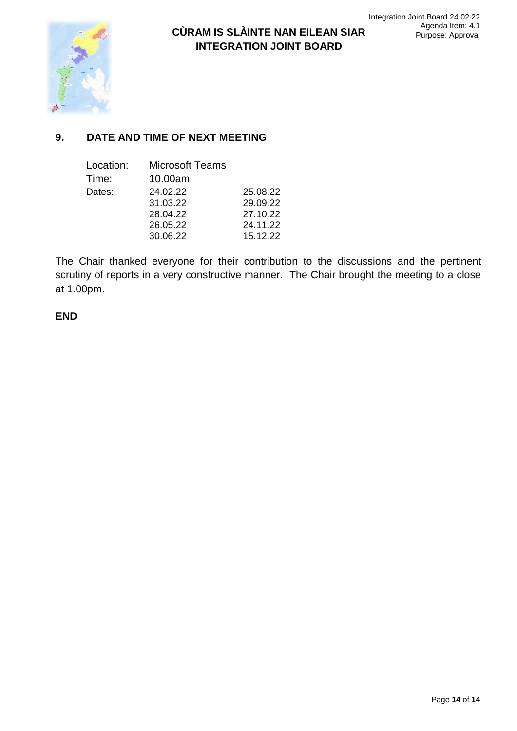## 9. DATE AND TIME OF NEXT MEETING

| | | |
|---|---|---|
| Location: | Microsoft Teams | |
| Time: | 10.00am | |
| Dates: | 24.02.22 | 25.08.22 |
| | 31.03.22 | 29.09.22 |
| | 28.04.22 | 27.10.22 |
| | 26.05.22 | 24.11.22 |
| | 30.06.22 | 15.12.22 |

The Chair thanked everyone for their contribution to the discussions and the pertinent scrutiny of reports in a very constructive manner. The Chair brought the meeting to a close at 1.00pm.

**END**